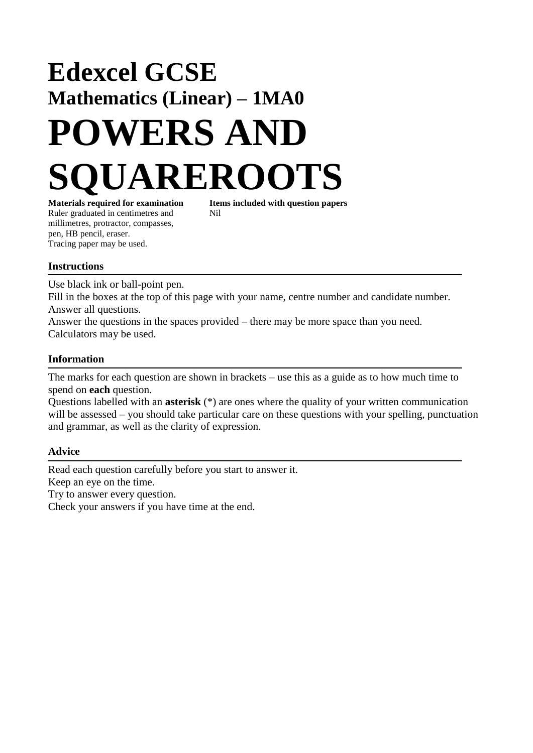# Edexcel GCSE

## Mathematics (Linear) – 1MA0

# POWERS AND SQUAREROOTS

**Materials required for examination**
Ruler graduated in centimetres and millimetres, protractor, compasses, pen, HB pencil, eraser.
Tracing paper may be used.

**Items included with question papers**
Nil

### Instructions

Use black ink or ball-point pen.
Fill in the boxes at the top of this page with your name, centre number and candidate number.
Answer all questions.
Answer the questions in the spaces provided – there may be more space than you need.
Calculators may be used.

### Information

The marks for each question are shown in brackets – use this as a guide as to how much time to spend on **each** question.
Questions labelled with an **asterisk** (*) are ones where the quality of your written communication will be assessed – you should take particular care on these questions with your spelling, punctuation and grammar, as well as the clarity of expression.

### Advice

Read each question carefully before you start to answer it.
Keep an eye on the time.
Try to answer every question.
Check your answers if you have time at the end.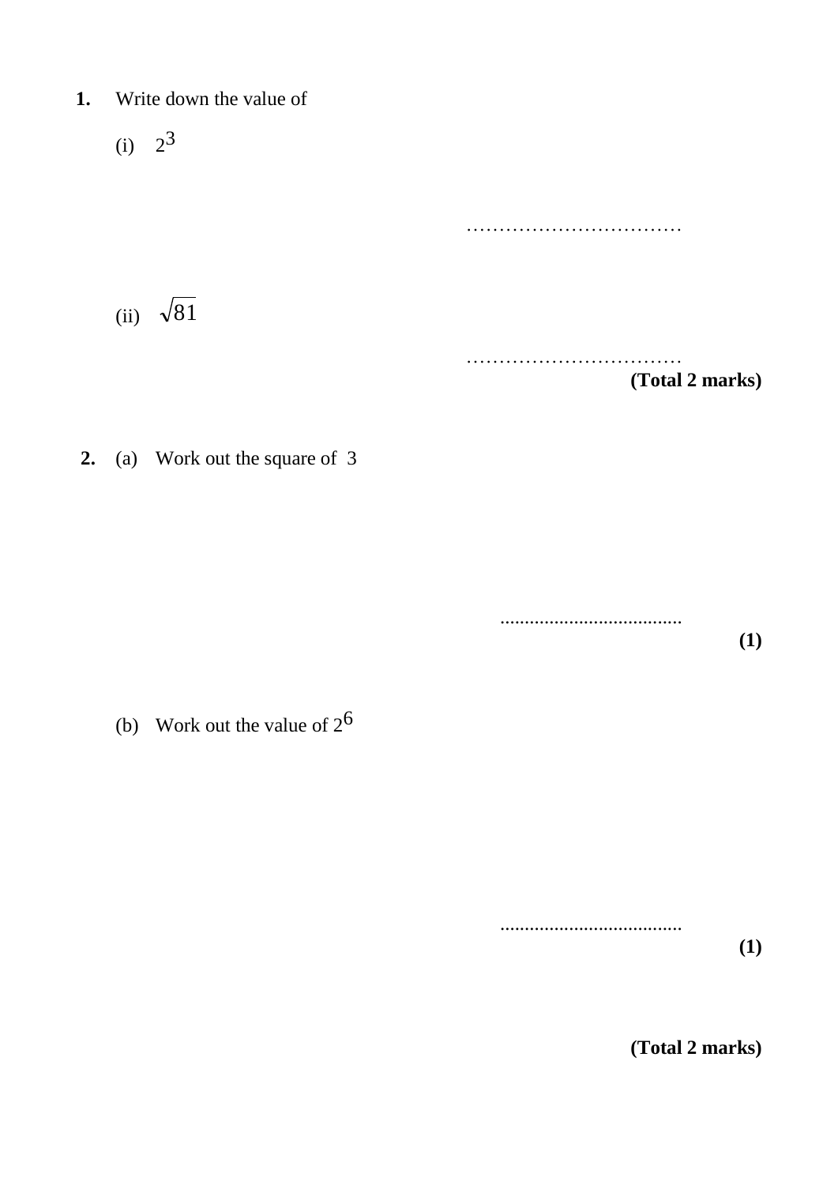**1.** Write down the value of

(i) $2^3$

……………………………

(ii) $\sqrt{81}$

……………………………

**(Total 2 marks)**

**2.** (a) Work out the square of 3

.....................................

**(1)**

(b) Work out the value of $2^6$

.....................................

**(1)**

**(Total 2 marks)**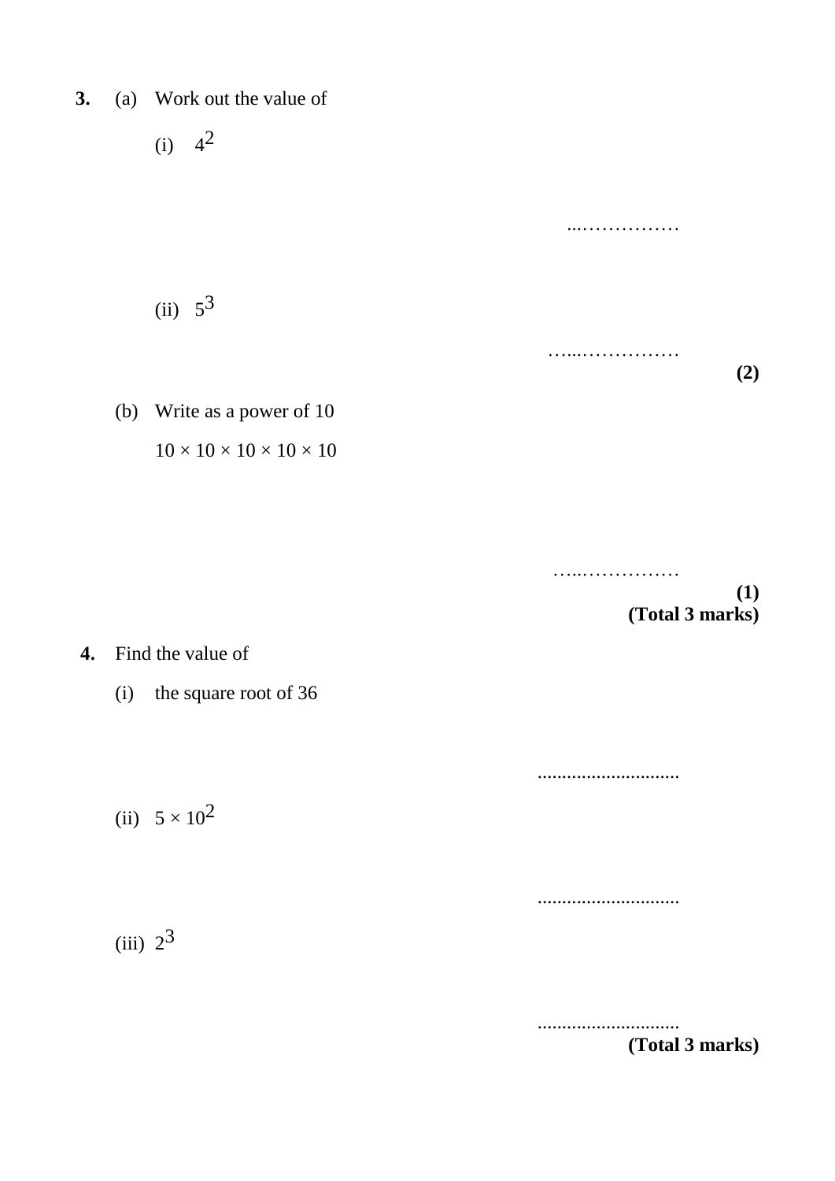**3.** (a) Work out the value of

(i) $4^2$

...……………

(ii) $5^3$

…...……………

**(2)**

(b) Write as a power of 10

$10 \times 10 \times 10 \times 10 \times 10$

…..……………

**(1)**
**(Total 3 marks)**

**4.** Find the value of

(i) the square root of 36

............................

(ii) $5 \times 10^2$

............................

(iii) $2^3$

............................

**(Total 3 marks)**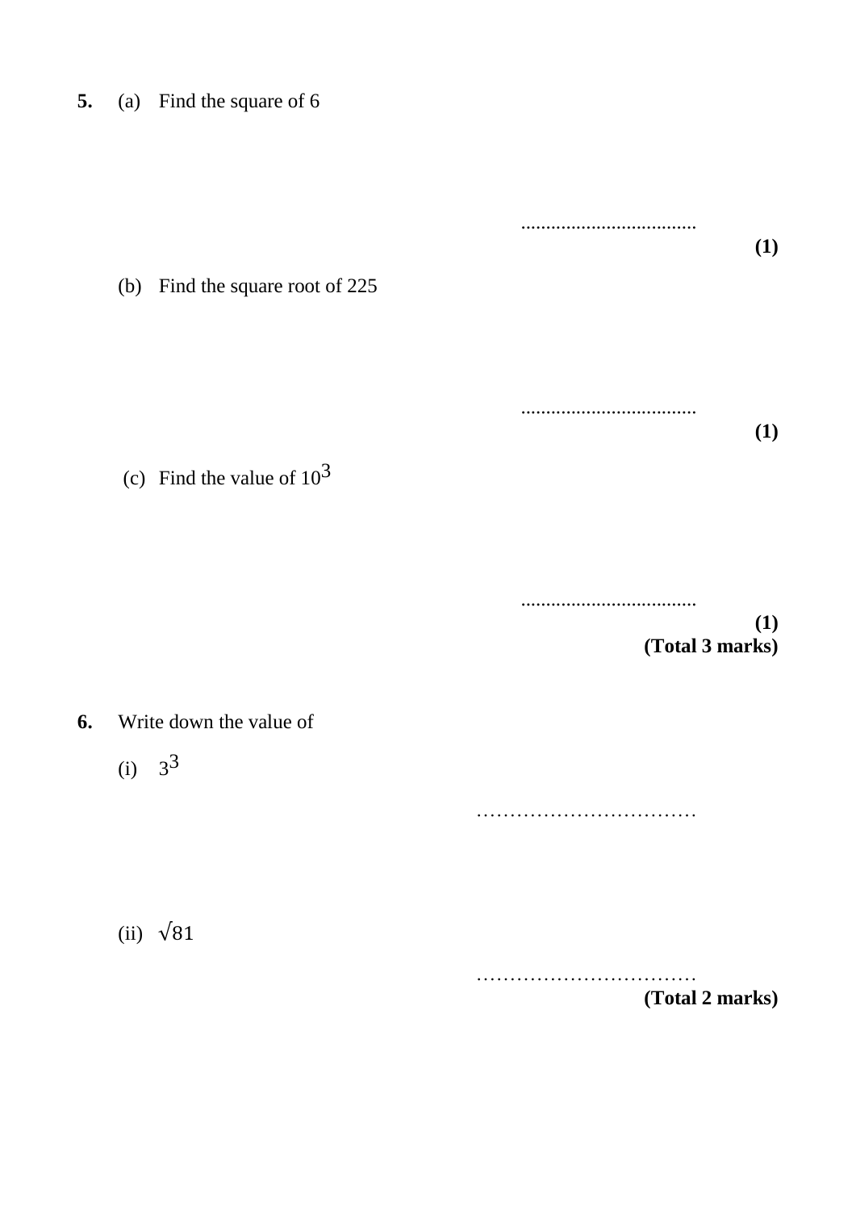**5.** (a) Find the square of 6

...................................

**(1)**

(b) Find the square root of 225

...................................

**(1)**

(c) Find the value of $10^3$

...................................

**(1)**

**(Total 3 marks)**

**6.** Write down the value of

(i) $3^3$

……………………………

(ii) $\sqrt{81}$

……………………………

**(Total 2 marks)**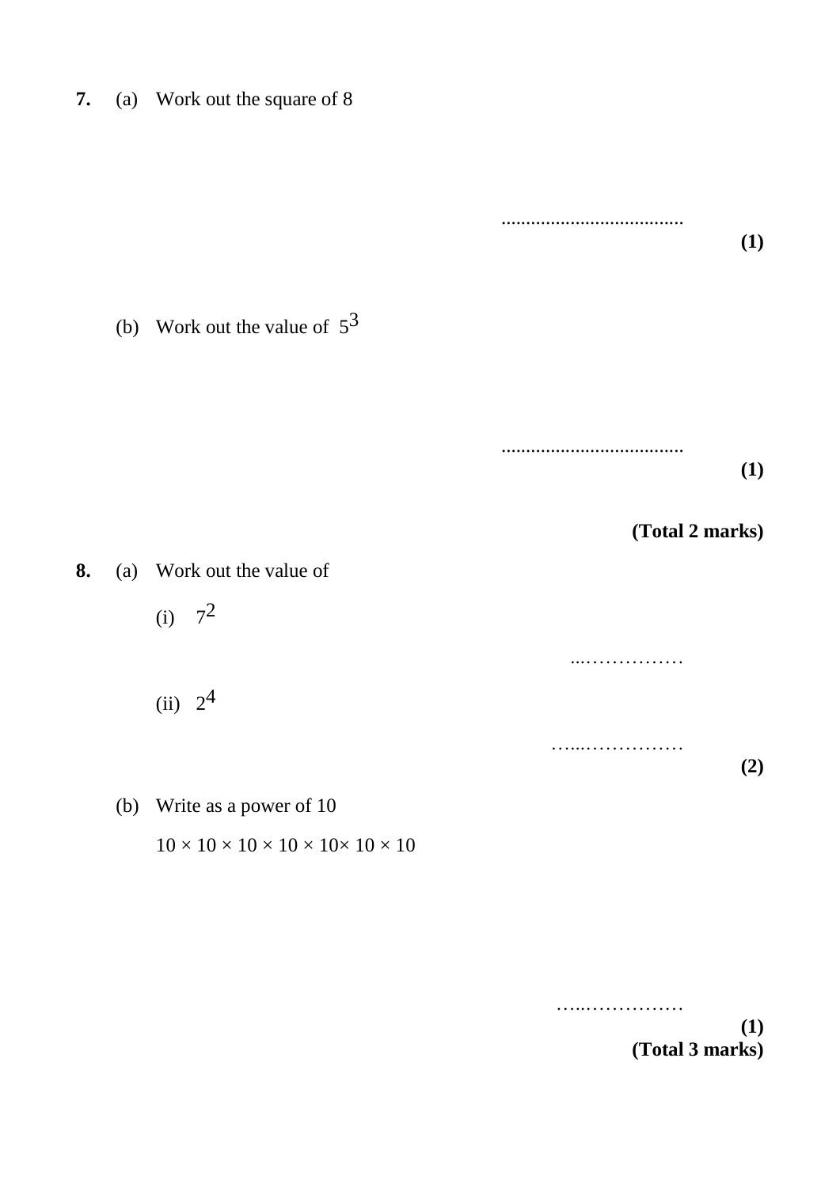**7.** (a) Work out the square of 8

.....................................

**(1)**

(b) Work out the value of $5^3$

.....................................

**(1)**

**(Total 2 marks)**

**8.** (a) Work out the value of

(i) $7^2$

...……………

(ii) $2^4$

…...……………

**(2)**

(b) Write as a power of 10

$10 \times 10 \times 10 \times 10 \times 10 \times 10 \times 10$

…...……………

**(1)**

**(Total 3 marks)**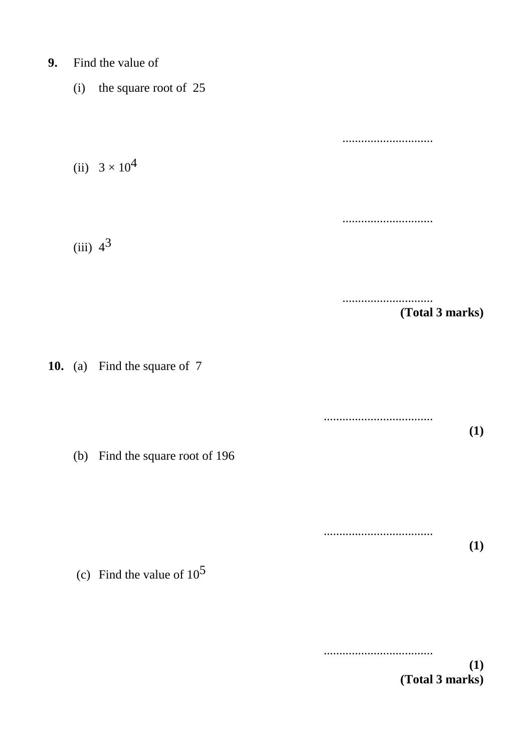**9.** Find the value of

(i) the square root of 25

.............................

(ii) $3 \times 10^4$

.............................

(iii) $4^3$

.............................

**(Total 3 marks)**

**10.** (a) Find the square of 7

...................................

**(1)**

(b) Find the square root of 196

...................................

**(1)**

(c) Find the value of $10^5$

...................................

**(1)**

**(Total 3 marks)**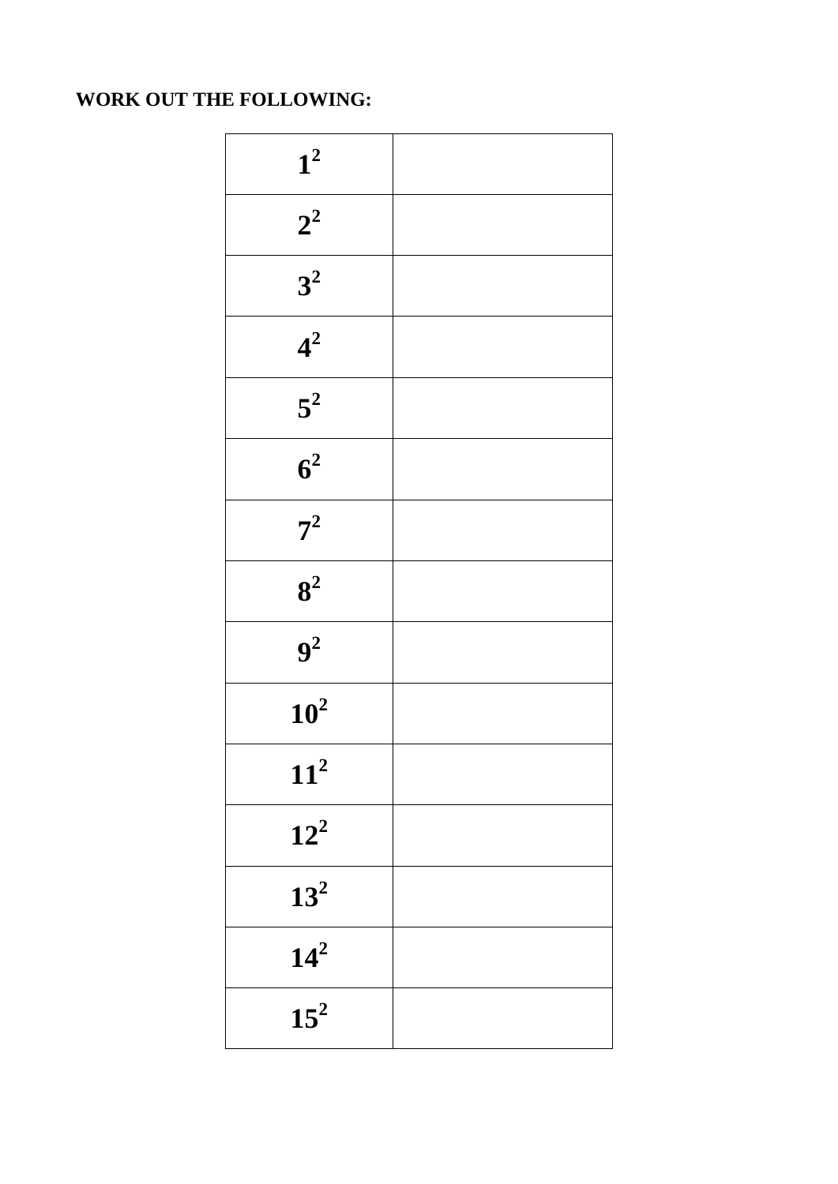**WORK OUT THE FOLLOWING:**

| | |
|---|---|
| $1^2$ | |
| $2^2$ | |
| $3^2$ | |
| $4^2$ | |
| $5^2$ | |
| $6^2$ | |
| $7^2$ | |
| $8^2$ | |
| $9^2$ | |
| $10^2$ | |
| $11^2$ | |
| $12^2$ | |
| $13^2$ | |
| $14^2$ | |
| $15^2$ | |